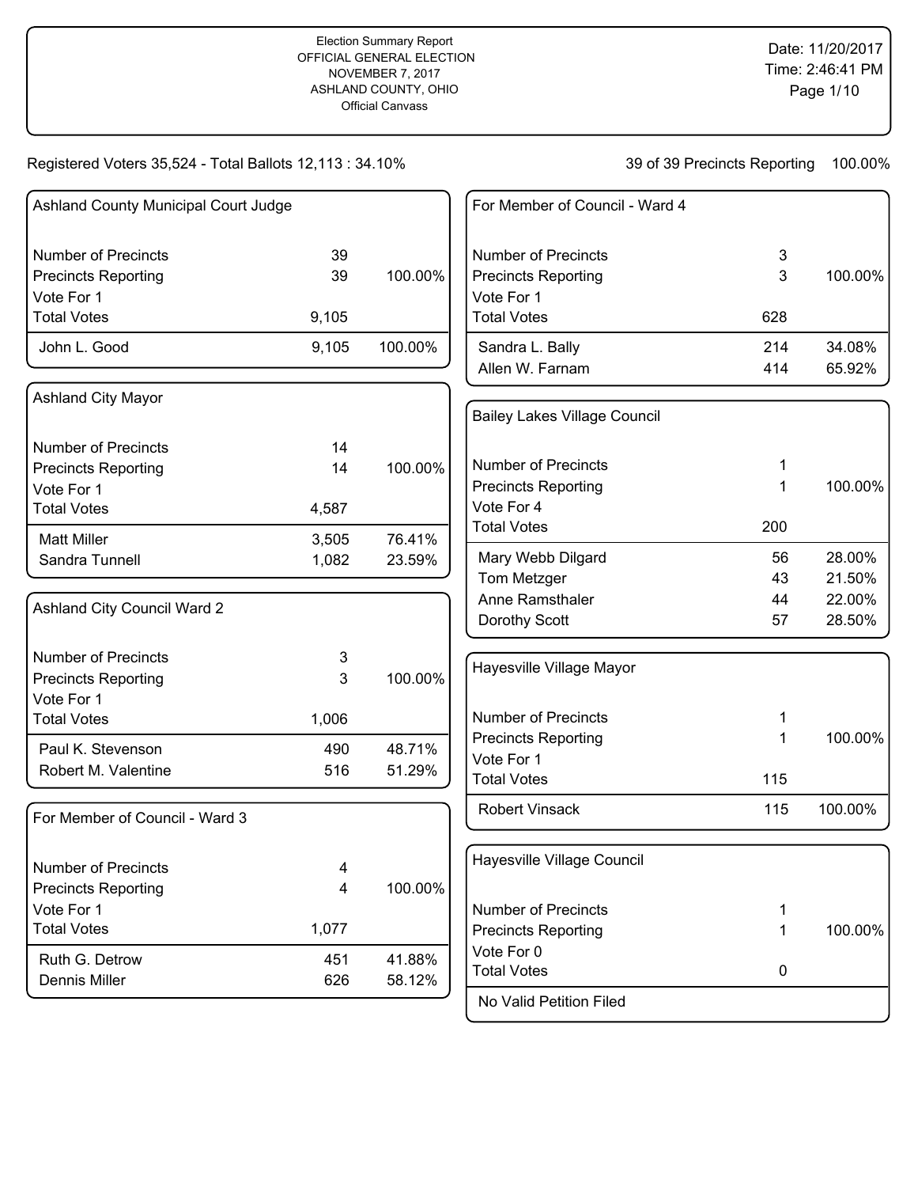Election Summary Report
OFFICIAL GENERAL ELECTION
NOVEMBER 7, 2017
ASHLAND COUNTY, OHIO
Official Canvass

Date: 11/20/2017
Time: 2:46:41 PM

Registered Voters 35,524 - Total Ballots 12,113 : 34.10%

39 of 39 Precincts Reporting 100.00%

### Ashland County Municipal Court Judge

| | | |
|---|---|---|
| Number of Precincts | 39 | |
| Precincts Reporting | 39 | 100.00% |
| Vote For 1 | | |
| Total Votes | 9,105 | |
| John L. Good | 9,105 | 100.00% |

### Ashland City Mayor

| | | |
|---|---|---|
| Number of Precincts | 14 | |
| Precincts Reporting | 14 | 100.00% |
| Vote For 1 | | |
| Total Votes | 4,587 | |
| Matt Miller | 3,505 | 76.41% |
| Sandra Tunnell | 1,082 | 23.59% |

### Ashland City Council Ward 2

| | | |
|---|---|---|
| Number of Precincts | 3 | |
| Precincts Reporting | 3 | 100.00% |
| Vote For 1 | | |
| Total Votes | 1,006 | |
| Paul K. Stevenson | 490 | 48.71% |
| Robert M. Valentine | 516 | 51.29% |

### For Member of Council - Ward 3

| | | |
|---|---|---|
| Number of Precincts | 4 | |
| Precincts Reporting | 4 | 100.00% |
| Vote For 1 | | |
| Total Votes | 1,077 | |
| Ruth G. Detrow | 451 | 41.88% |
| Dennis Miller | 626 | 58.12% |

### For Member of Council - Ward 4

| | | |
|---|---|---|
| Number of Precincts | 3 | |
| Precincts Reporting | 3 | 100.00% |
| Vote For 1 | | |
| Total Votes | 628 | |
| Sandra L. Bally | 214 | 34.08% |
| Allen W. Farnam | 414 | 65.92% |

### Bailey Lakes Village Council

| | | |
|---|---|---|
| Number of Precincts | 1 | |
| Precincts Reporting | 1 | 100.00% |
| Vote For 4 | | |
| Total Votes | 200 | |
| Mary Webb Dilgard | 56 | 28.00% |
| Tom Metzger | 43 | 21.50% |
| Anne Ramsthaler | 44 | 22.00% |
| Dorothy Scott | 57 | 28.50% |

### Hayesville Village Mayor

| | | |
|---|---|---|
| Number of Precincts | 1 | |
| Precincts Reporting | 1 | 100.00% |
| Vote For 1 | | |
| Total Votes | 115 | |
| Robert Vinsack | 115 | 100.00% |

### Hayesville Village Council

| | | |
|---|---|---|
| Number of Precincts | 1 | |
| Precincts Reporting | 1 | 100.00% |
| Vote For 0 | | |
| Total Votes | 0 | |

No Valid Petition Filed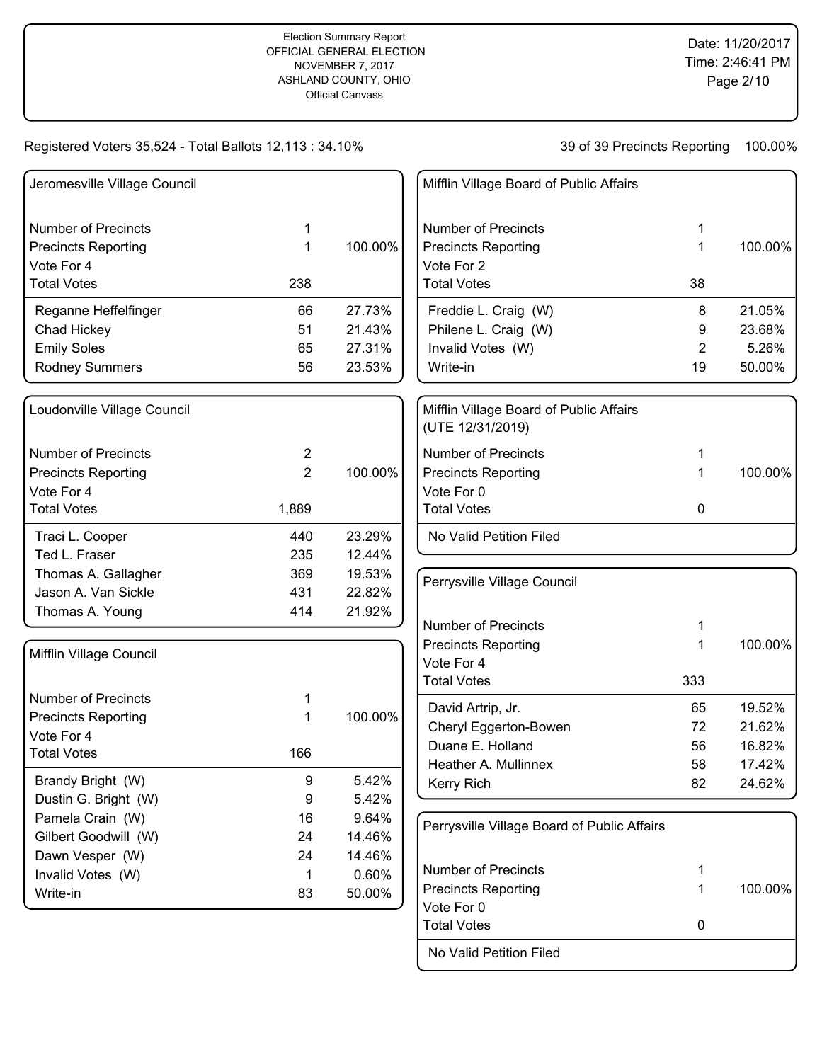Election Summary Report
OFFICIAL GENERAL ELECTION
NOVEMBER 7, 2017
ASHLAND COUNTY, OHIO
Official Canvass

Date: 11/20/2017
Time: 2:46:41 PM

Registered Voters 35,524 - Total Ballots 12,113 : 34.10%

39 of 39 Precincts Reporting 100.00%

## Jeromesville Village Council

| | | |
|---|---|---|
| Number of Precincts | 1 | |
| Precincts Reporting | 1 | 100.00% |
| Vote For 4 | | |
| Total Votes | 238 | |
| Reganne Heffelfinger | 66 | 27.73% |
| Chad Hickey | 51 | 21.43% |
| Emily Soles | 65 | 27.31% |
| Rodney Summers | 56 | 23.53% |

## Loudonville Village Council

| | | |
|---|---|---|
| Number of Precincts | 2 | |
| Precincts Reporting | 2 | 100.00% |
| Vote For 4 | | |
| Total Votes | 1,889 | |
| Traci L. Cooper | 440 | 23.29% |
| Ted L. Fraser | 235 | 12.44% |
| Thomas A. Gallagher | 369 | 19.53% |
| Jason A. Van Sickle | 431 | 22.82% |
| Thomas A. Young | 414 | 21.92% |

## Mifflin Village Council

| | | |
|---|---|---|
| Number of Precincts | 1 | |
| Precincts Reporting | 1 | 100.00% |
| Vote For 4 | | |
| Total Votes | 166 | |
| Brandy Bright (W) | 9 | 5.42% |
| Dustin G. Bright (W) | 9 | 5.42% |
| Pamela Crain (W) | 16 | 9.64% |
| Gilbert Goodwill (W) | 24 | 14.46% |
| Dawn Vesper (W) | 24 | 14.46% |
| Invalid Votes (W) | 1 | 0.60% |
| Write-in | 83 | 50.00% |

## Mifflin Village Board of Public Affairs

| | | |
|---|---|---|
| Number of Precincts | 1 | |
| Precincts Reporting | 1 | 100.00% |
| Vote For 2 | | |
| Total Votes | 38 | |
| Freddie L. Craig (W) | 8 | 21.05% |
| Philene L. Craig (W) | 9 | 23.68% |
| Invalid Votes (W) | 2 | 5.26% |
| Write-in | 19 | 50.00% |

## Mifflin Village Board of Public Affairs (UTE 12/31/2019)

| | | |
|---|---|---|
| Number of Precincts | 1 | |
| Precincts Reporting | 1 | 100.00% |
| Vote For 0 | | |
| Total Votes | 0 | |

No Valid Petition Filed

## Perrysville Village Council

| | | |
|---|---|---|
| Number of Precincts | 1 | |
| Precincts Reporting | 1 | 100.00% |
| Vote For 4 | | |
| Total Votes | 333 | |
| David Artrip, Jr. | 65 | 19.52% |
| Cheryl Eggerton-Bowen | 72 | 21.62% |
| Duane E. Holland | 56 | 16.82% |
| Heather A. Mullinnex | 58 | 17.42% |
| Kerry Rich | 82 | 24.62% |

## Perrysville Village Board of Public Affairs

| | | |
|---|---|---|
| Number of Precincts | 1 | |
| Precincts Reporting | 1 | 100.00% |
| Vote For 0 | | |
| Total Votes | 0 | |

No Valid Petition Filed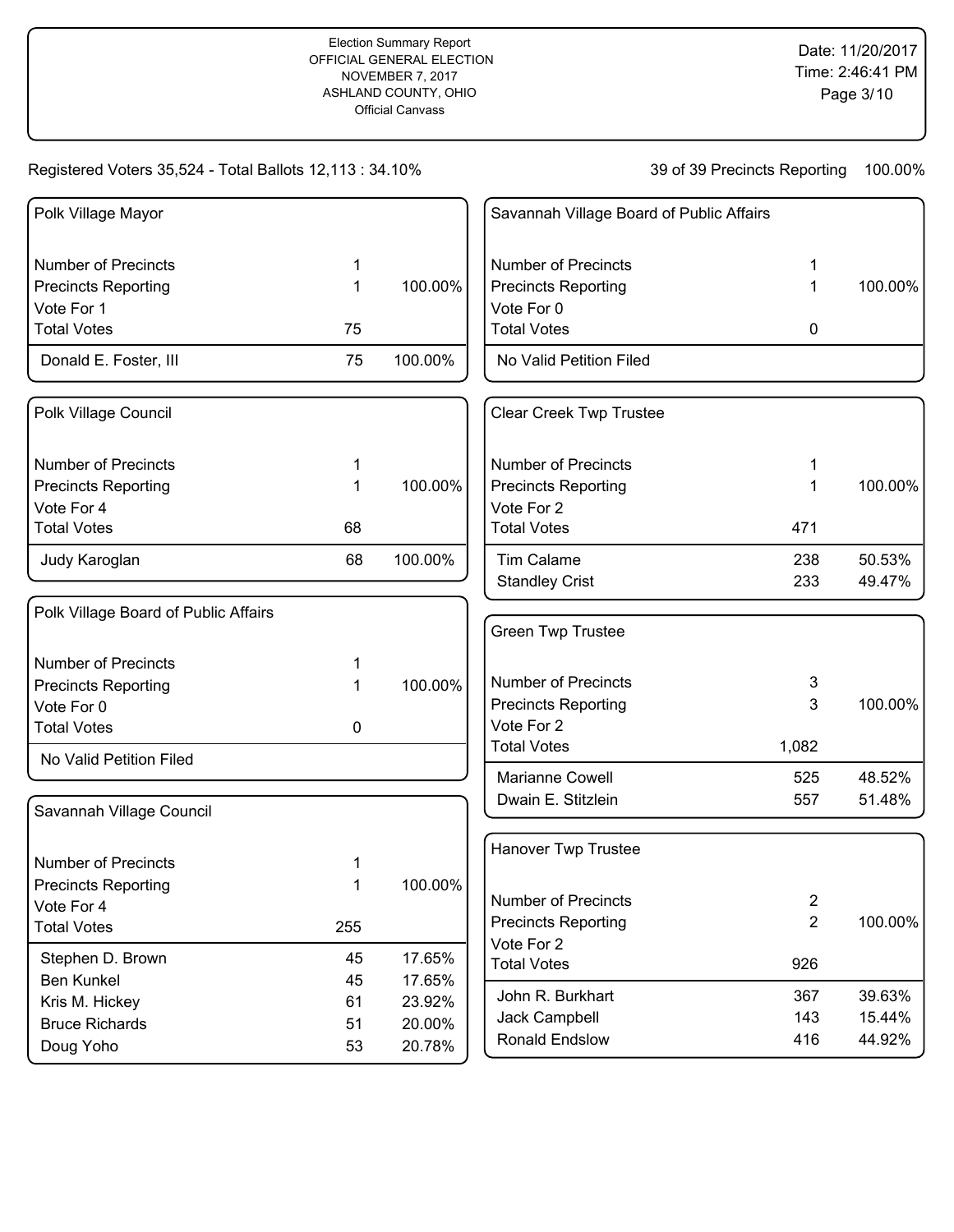Election Summary Report
OFFICIAL GENERAL ELECTION
NOVEMBER 7, 2017
ASHLAND COUNTY, OHIO
Official Canvass

Date: 11/20/2017
Time: 2:46:41 PM

Registered Voters 35,524 - Total Ballots 12,113 : 34.10%

39 of 39 Precincts Reporting 100.00%

### Polk Village Mayor

| | | |
|---|---|---|
| Number of Precincts | 1 | |
| Precincts Reporting | 1 | 100.00% |
| Vote For 1 | | |
| Total Votes | 75 | |
| Donald E. Foster, III | 75 | 100.00% |

### Polk Village Council

| | | |
|---|---|---|
| Number of Precincts | 1 | |
| Precincts Reporting | 1 | 100.00% |
| Vote For 4 | | |
| Total Votes | 68 | |
| Judy Karoglan | 68 | 100.00% |

### Polk Village Board of Public Affairs

| | | |
|---|---|---|
| Number of Precincts | 1 | |
| Precincts Reporting | 1 | 100.00% |
| Vote For 0 | | |
| Total Votes | 0 | |
| No Valid Petition Filed | | |

### Savannah Village Council

| | | |
|---|---|---|
| Number of Precincts | 1 | |
| Precincts Reporting | 1 | 100.00% |
| Vote For 4 | | |
| Total Votes | 255 | |
| Stephen D. Brown | 45 | 17.65% |
| Ben Kunkel | 45 | 17.65% |
| Kris M. Hickey | 61 | 23.92% |
| Bruce Richards | 51 | 20.00% |
| Doug Yoho | 53 | 20.78% |

### Savannah Village Board of Public Affairs

| | | |
|---|---|---|
| Number of Precincts | 1 | |
| Precincts Reporting | 1 | 100.00% |
| Vote For 0 | | |
| Total Votes | 0 | |
| No Valid Petition Filed | | |

### Clear Creek Twp Trustee

| | | |
|---|---|---|
| Number of Precincts | 1 | |
| Precincts Reporting | 1 | 100.00% |
| Vote For 2 | | |
| Total Votes | 471 | |
| Tim Calame | 238 | 50.53% |
| Standley Crist | 233 | 49.47% |

### Green Twp Trustee

| | | |
|---|---|---|
| Number of Precincts | 3 | |
| Precincts Reporting | 3 | 100.00% |
| Vote For 2 | | |
| Total Votes | 1,082 | |
| Marianne Cowell | 525 | 48.52% |
| Dwain E. Stitzlein | 557 | 51.48% |

### Hanover Twp Trustee

| | | |
|---|---|---|
| Number of Precincts | 2 | |
| Precincts Reporting | 2 | 100.00% |
| Vote For 2 | | |
| Total Votes | 926 | |
| John R. Burkhart | 367 | 39.63% |
| Jack Campbell | 143 | 15.44% |
| Ronald Endslow | 416 | 44.92% |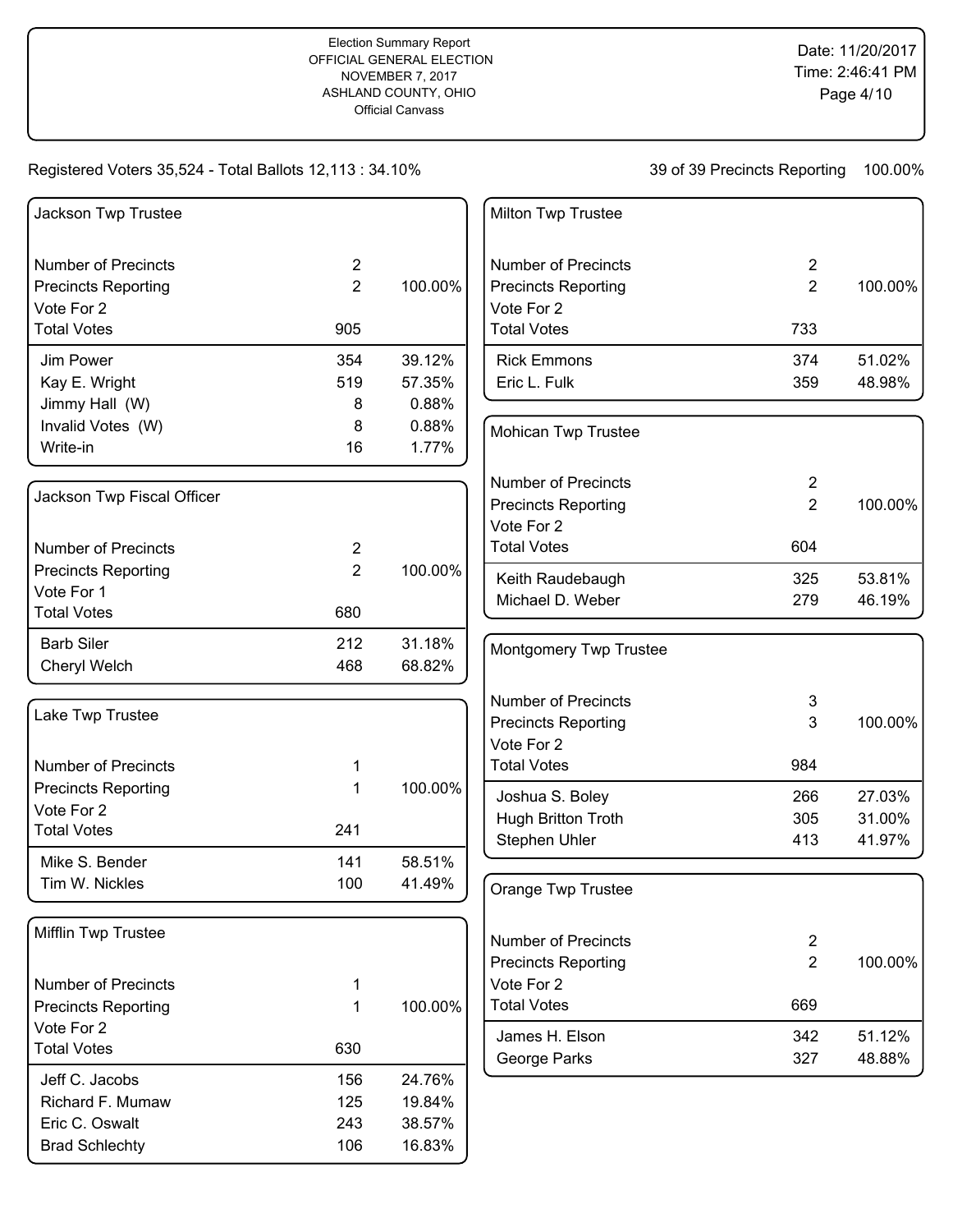Election Summary Report
OFFICIAL GENERAL ELECTION
NOVEMBER 7, 2017
ASHLAND COUNTY, OHIO
Official Canvass

Date: 11/20/2017
Time: 2:46:41 PM

Registered Voters 35,524 - Total Ballots 12,113 : 34.10%

39 of 39 Precincts Reporting 100.00%

## Jackson Twp Trustee

| | | |
|---|---|---|
| Number of Precincts | 2 | |
| Precincts Reporting | 2 | 100.00% |
| Vote For 2 | | |
| Total Votes | 905 | |
| Jim Power | 354 | 39.12% |
| Kay E. Wright | 519 | 57.35% |
| Jimmy Hall (W) | 8 | 0.88% |
| Invalid Votes (W) | 8 | 0.88% |
| Write-in | 16 | 1.77% |

## Jackson Twp Fiscal Officer

| | | |
|---|---|---|
| Number of Precincts | 2 | |
| Precincts Reporting | 2 | 100.00% |
| Vote For 1 | | |
| Total Votes | 680 | |
| Barb Siler | 212 | 31.18% |
| Cheryl Welch | 468 | 68.82% |

## Lake Twp Trustee

| | | |
|---|---|---|
| Number of Precincts | 1 | |
| Precincts Reporting | 1 | 100.00% |
| Vote For 2 | | |
| Total Votes | 241 | |
| Mike S. Bender | 141 | 58.51% |
| Tim W. Nickles | 100 | 41.49% |

## Mifflin Twp Trustee

| | | |
|---|---|---|
| Number of Precincts | 1 | |
| Precincts Reporting | 1 | 100.00% |
| Vote For 2 | | |
| Total Votes | 630 | |
| Jeff C. Jacobs | 156 | 24.76% |
| Richard F. Mumaw | 125 | 19.84% |
| Eric C. Oswalt | 243 | 38.57% |
| Brad Schlechty | 106 | 16.83% |

## Milton Twp Trustee

| | | |
|---|---|---|
| Number of Precincts | 2 | |
| Precincts Reporting | 2 | 100.00% |
| Vote For 2 | | |
| Total Votes | 733 | |
| Rick Emmons | 374 | 51.02% |
| Eric L. Fulk | 359 | 48.98% |

## Mohican Twp Trustee

| | | |
|---|---|---|
| Number of Precincts | 2 | |
| Precincts Reporting | 2 | 100.00% |
| Vote For 2 | | |
| Total Votes | 604 | |
| Keith Raudebaugh | 325 | 53.81% |
| Michael D. Weber | 279 | 46.19% |

## Montgomery Twp Trustee

| | | |
|---|---|---|
| Number of Precincts | 3 | |
| Precincts Reporting | 3 | 100.00% |
| Vote For 2 | | |
| Total Votes | 984 | |
| Joshua S. Boley | 266 | 27.03% |
| Hugh Britton Troth | 305 | 31.00% |
| Stephen Uhler | 413 | 41.97% |

## Orange Twp Trustee

| | | |
|---|---|---|
| Number of Precincts | 2 | |
| Precincts Reporting | 2 | 100.00% |
| Vote For 2 | | |
| Total Votes | 669 | |
| James H. Elson | 342 | 51.12% |
| George Parks | 327 | 48.88% |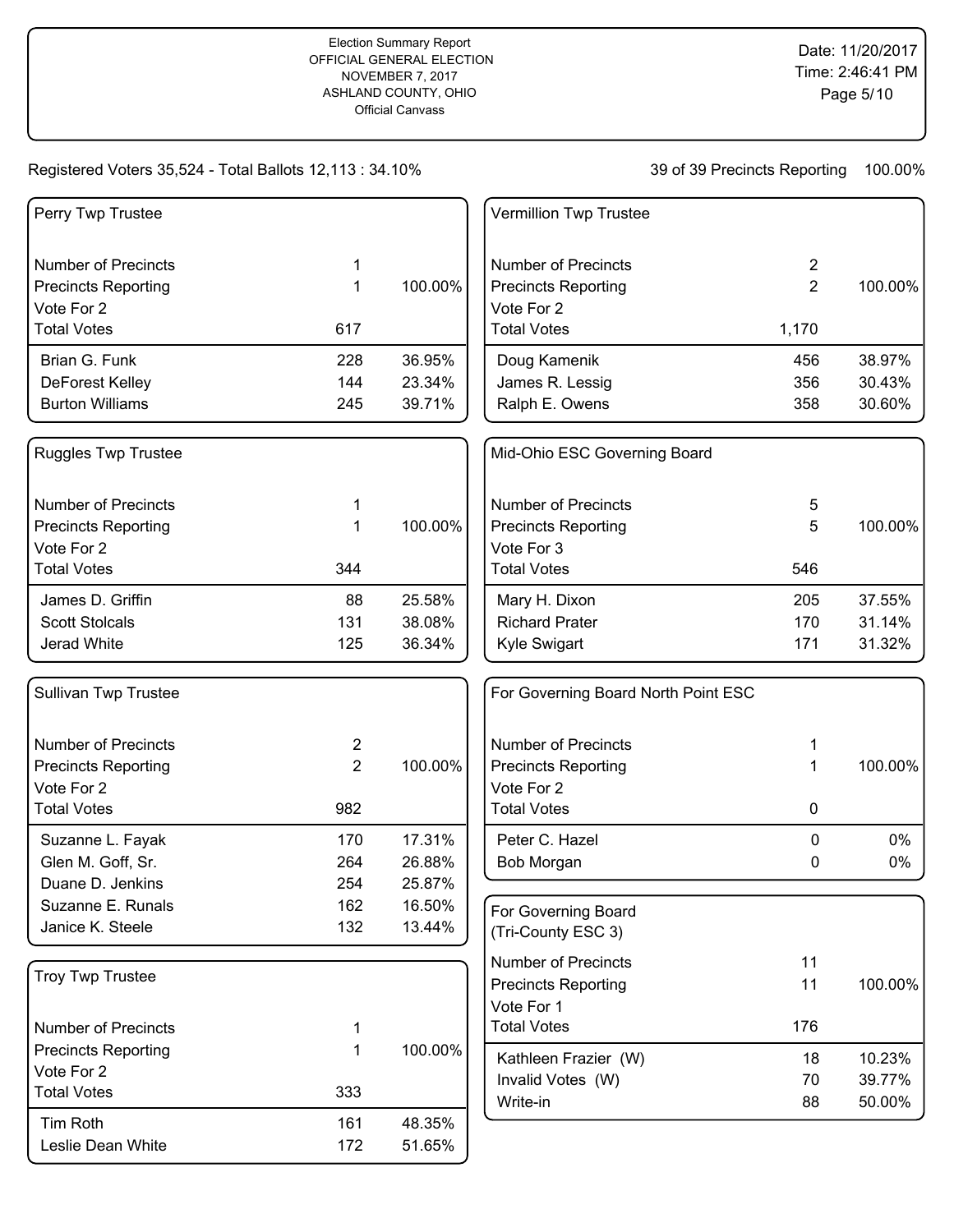Election Summary Report
OFFICIAL GENERAL ELECTION
NOVEMBER 7, 2017
ASHLAND COUNTY, OHIO
Official Canvass

Date: 11/20/2017
Time: 2:46:41 PM

Registered Voters 35,524 - Total Ballots 12,113 : 34.10%

39 of 39 Precincts Reporting 100.00%

### Perry Twp Trustee

| | | |
|---|---|---|
| Number of Precincts | 1 | |
| Precincts Reporting | 1 | 100.00% |
| Vote For 2 | | |
| Total Votes | 617 | |
| Brian G. Funk | 228 | 36.95% |
| DeForest Kelley | 144 | 23.34% |
| Burton Williams | 245 | 39.71% |

### Ruggles Twp Trustee

| | | |
|---|---|---|
| Number of Precincts | 1 | |
| Precincts Reporting | 1 | 100.00% |
| Vote For 2 | | |
| Total Votes | 344 | |
| James D. Griffin | 88 | 25.58% |
| Scott Stolcals | 131 | 38.08% |
| Jerad White | 125 | 36.34% |

### Sullivan Twp Trustee

| | | |
|---|---|---|
| Number of Precincts | 2 | |
| Precincts Reporting | 2 | 100.00% |
| Vote For 2 | | |
| Total Votes | 982 | |
| Suzanne L. Fayak | 170 | 17.31% |
| Glen M. Goff, Sr. | 264 | 26.88% |
| Duane D. Jenkins | 254 | 25.87% |
| Suzanne E. Runals | 162 | 16.50% |
| Janice K. Steele | 132 | 13.44% |

### Troy Twp Trustee

| | | |
|---|---|---|
| Number of Precincts | 1 | |
| Precincts Reporting | 1 | 100.00% |
| Vote For 2 | | |
| Total Votes | 333 | |
| Tim Roth | 161 | 48.35% |
| Leslie Dean White | 172 | 51.65% |

### Vermillion Twp Trustee

| | | |
|---|---|---|
| Number of Precincts | 2 | |
| Precincts Reporting | 2 | 100.00% |
| Vote For 2 | | |
| Total Votes | 1,170 | |
| Doug Kamenik | 456 | 38.97% |
| James R. Lessig | 356 | 30.43% |
| Ralph E. Owens | 358 | 30.60% |

### Mid-Ohio ESC Governing Board

| | | |
|---|---|---|
| Number of Precincts | 5 | |
| Precincts Reporting | 5 | 100.00% |
| Vote For 3 | | |
| Total Votes | 546 | |
| Mary H. Dixon | 205 | 37.55% |
| Richard Prater | 170 | 31.14% |
| Kyle Swigart | 171 | 31.32% |

### For Governing Board North Point ESC

| | | |
|---|---|---|
| Number of Precincts | 1 | |
| Precincts Reporting | 1 | 100.00% |
| Vote For 2 | | |
| Total Votes | 0 | |
| Peter C. Hazel | 0 | 0% |
| Bob Morgan | 0 | 0% |

### For Governing Board (Tri-County ESC 3)

| | | |
|---|---|---|
| Number of Precincts | 11 | |
| Precincts Reporting | 11 | 100.00% |
| Vote For 1 | | |
| Total Votes | 176 | |
| Kathleen Frazier (W) | 18 | 10.23% |
| Invalid Votes (W) | 70 | 39.77% |
| Write-in | 88 | 50.00% |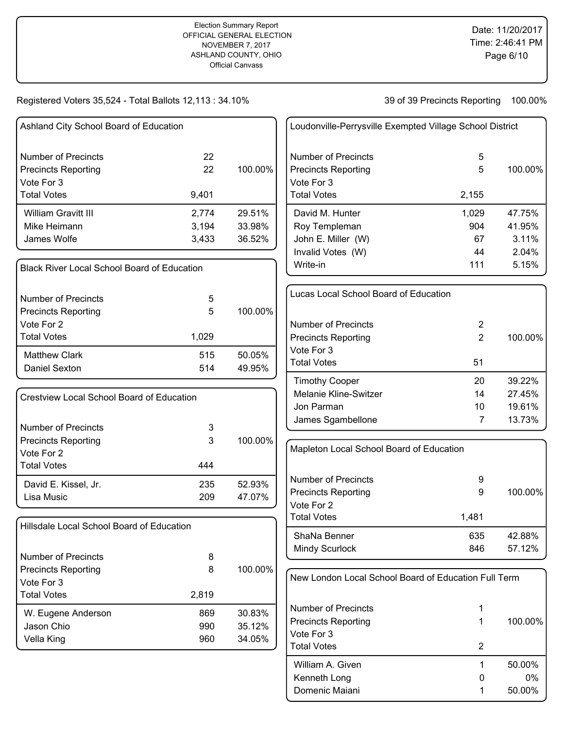Election Summary Report
OFFICIAL GENERAL ELECTION
NOVEMBER 7, 2017
ASHLAND COUNTY, OHIO
Official Canvass

Date: 11/20/2017
Time: 2:46:41 PM

Registered Voters 35,524 - Total Ballots 12,113 : 34.10%

39 of 39 Precincts Reporting 100.00%

### Ashland City School Board of Education

| | | |
|---|---|---|
| Number of Precincts | 22 | |
| Precincts Reporting | 22 | 100.00% |
| Vote For 3 | | |
| Total Votes | 9,401 | |
| William Gravitt III | 2,774 | 29.51% |
| Mike Heimann | 3,194 | 33.98% |
| James Wolfe | 3,433 | 36.52% |

### Black River Local School Board of Education

| | | |
|---|---|---|
| Number of Precincts | 5 | |
| Precincts Reporting | 5 | 100.00% |
| Vote For 2 | | |
| Total Votes | 1,029 | |
| Matthew Clark | 515 | 50.05% |
| Daniel Sexton | 514 | 49.95% |

### Crestview Local School Board of Education

| | | |
|---|---|---|
| Number of Precincts | 3 | |
| Precincts Reporting | 3 | 100.00% |
| Vote For 2 | | |
| Total Votes | 444 | |
| David E. Kissel, Jr. | 235 | 52.93% |
| Lisa Music | 209 | 47.07% |

### Hillsdale Local School Board of Education

| | | |
|---|---|---|
| Number of Precincts | 8 | |
| Precincts Reporting | 8 | 100.00% |
| Vote For 3 | | |
| Total Votes | 2,819 | |
| W. Eugene Anderson | 869 | 30.83% |
| Jason Chio | 990 | 35.12% |
| Vella King | 960 | 34.05% |

### Loudonville-Perrysville Exempted Village School District

| | | |
|---|---|---|
| Number of Precincts | 5 | |
| Precincts Reporting | 5 | 100.00% |
| Vote For 3 | | |
| Total Votes | 2,155 | |
| David M. Hunter | 1,029 | 47.75% |
| Roy Templeman | 904 | 41.95% |
| John E. Miller (W) | 67 | 3.11% |
| Invalid Votes (W) | 44 | 2.04% |
| Write-in | 111 | 5.15% |

### Lucas Local School Board of Education

| | | |
|---|---|---|
| Number of Precincts | 2 | |
| Precincts Reporting | 2 | 100.00% |
| Vote For 3 | | |
| Total Votes | 51 | |
| Timothy Cooper | 20 | 39.22% |
| Melanie Kline-Switzer | 14 | 27.45% |
| Jon Parman | 10 | 19.61% |
| James Sgambellone | 7 | 13.73% |

### Mapleton Local School Board of Education

| | | |
|---|---|---|
| Number of Precincts | 9 | |
| Precincts Reporting | 9 | 100.00% |
| Vote For 2 | | |
| Total Votes | 1,481 | |
| ShaNa Benner | 635 | 42.88% |
| Mindy Scurlock | 846 | 57.12% |

### New London Local School Board of Education Full Term

| | | |
|---|---|---|
| Number of Precincts | 1 | |
| Precincts Reporting | 1 | 100.00% |
| Vote For 3 | | |
| Total Votes | 2 | |
| William A. Given | 1 | 50.00% |
| Kenneth Long | 0 | 0% |
| Domenic Maiani | 1 | 50.00% |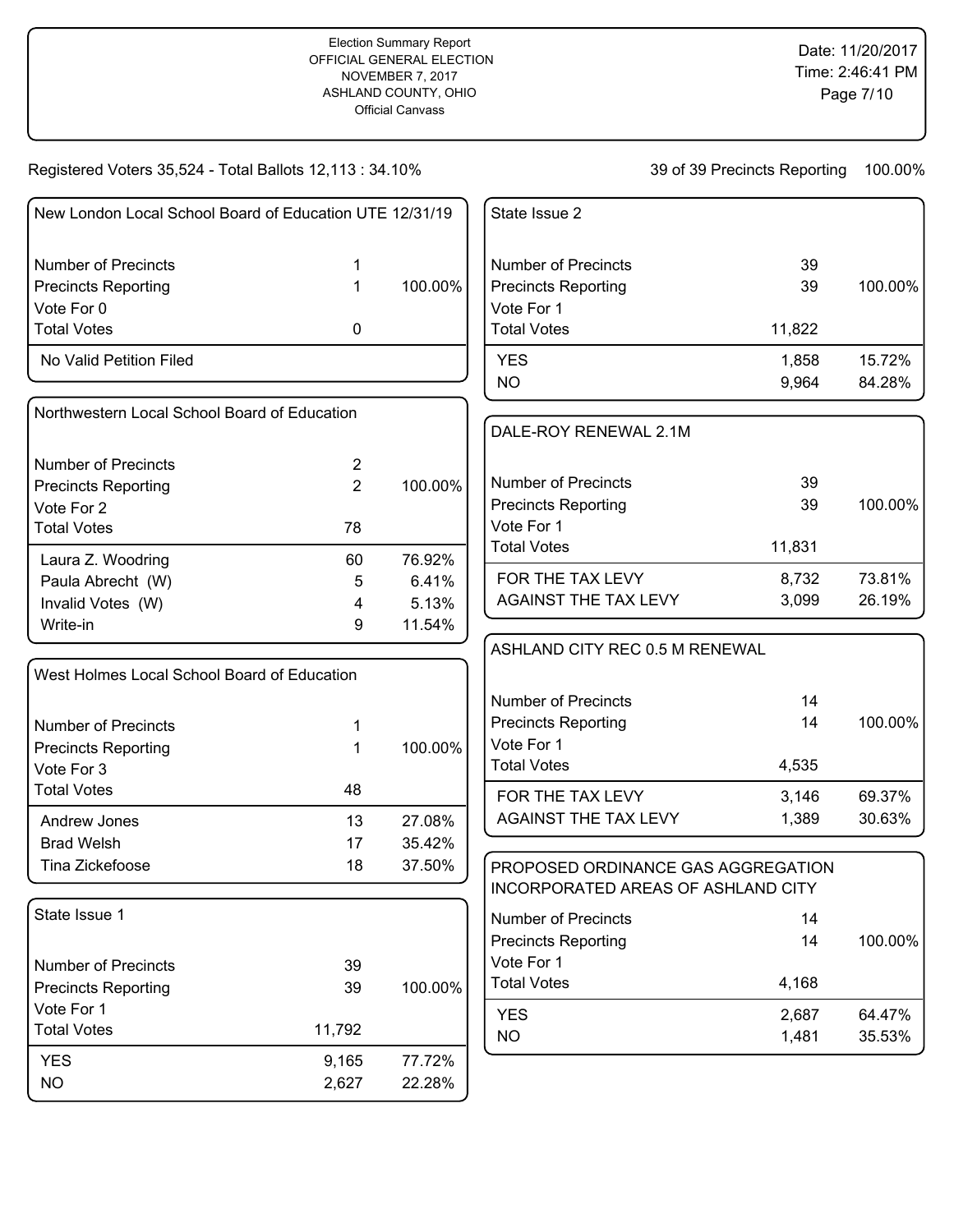Election Summary Report
OFFICIAL GENERAL ELECTION
NOVEMBER 7, 2017
ASHLAND COUNTY, OHIO
Official Canvass

Date: 11/20/2017
Time: 2:46:41 PM

Registered Voters 35,524 - Total Ballots 12,113 : 34.10%

39 of 39 Precincts Reporting 100.00%

## New London Local School Board of Education UTE 12/31/19

| | | |
|---|---|---|
| Number of Precincts | 1 | |
| Precincts Reporting | 1 | 100.00% |
| Vote For 0 | | |
| Total Votes | 0 | |

No Valid Petition Filed

## Northwestern Local School Board of Education

| | | |
|---|---|---|
| Number of Precincts | 2 | |
| Precincts Reporting | 2 | 100.00% |
| Vote For 2 | | |
| Total Votes | 78 | |
| Laura Z. Woodring | 60 | 76.92% |
| Paula Abrecht (W) | 5 | 6.41% |
| Invalid Votes (W) | 4 | 5.13% |
| Write-in | 9 | 11.54% |

## West Holmes Local School Board of Education

| | | |
|---|---|---|
| Number of Precincts | 1 | |
| Precincts Reporting | 1 | 100.00% |
| Vote For 3 | | |
| Total Votes | 48 | |
| Andrew Jones | 13 | 27.08% |
| Brad Welsh | 17 | 35.42% |
| Tina Zickefoose | 18 | 37.50% |

## State Issue 1

| | | |
|---|---|---|
| Number of Precincts | 39 | |
| Precincts Reporting | 39 | 100.00% |
| Vote For 1 | | |
| Total Votes | 11,792 | |
| YES | 9,165 | 77.72% |
| NO | 2,627 | 22.28% |

## State Issue 2

| | | |
|---|---|---|
| Number of Precincts | 39 | |
| Precincts Reporting | 39 | 100.00% |
| Vote For 1 | | |
| Total Votes | 11,822 | |
| YES | 1,858 | 15.72% |
| NO | 9,964 | 84.28% |

## DALE-ROY RENEWAL 2.1M

| | | |
|---|---|---|
| Number of Precincts | 39 | |
| Precincts Reporting | 39 | 100.00% |
| Vote For 1 | | |
| Total Votes | 11,831 | |
| FOR THE TAX LEVY | 8,732 | 73.81% |
| AGAINST THE TAX LEVY | 3,099 | 26.19% |

## ASHLAND CITY REC 0.5 M RENEWAL

| | | |
|---|---|---|
| Number of Precincts | 14 | |
| Precincts Reporting | 14 | 100.00% |
| Vote For 1 | | |
| Total Votes | 4,535 | |
| FOR THE TAX LEVY | 3,146 | 69.37% |
| AGAINST THE TAX LEVY | 1,389 | 30.63% |

## PROPOSED ORDINANCE GAS AGGREGATION INCORPORATED AREAS OF ASHLAND CITY

| | | |
|---|---|---|
| Number of Precincts | 14 | |
| Precincts Reporting | 14 | 100.00% |
| Vote For 1 | | |
| Total Votes | 4,168 | |
| YES | 2,687 | 64.47% |
| NO | 1,481 | 35.53% |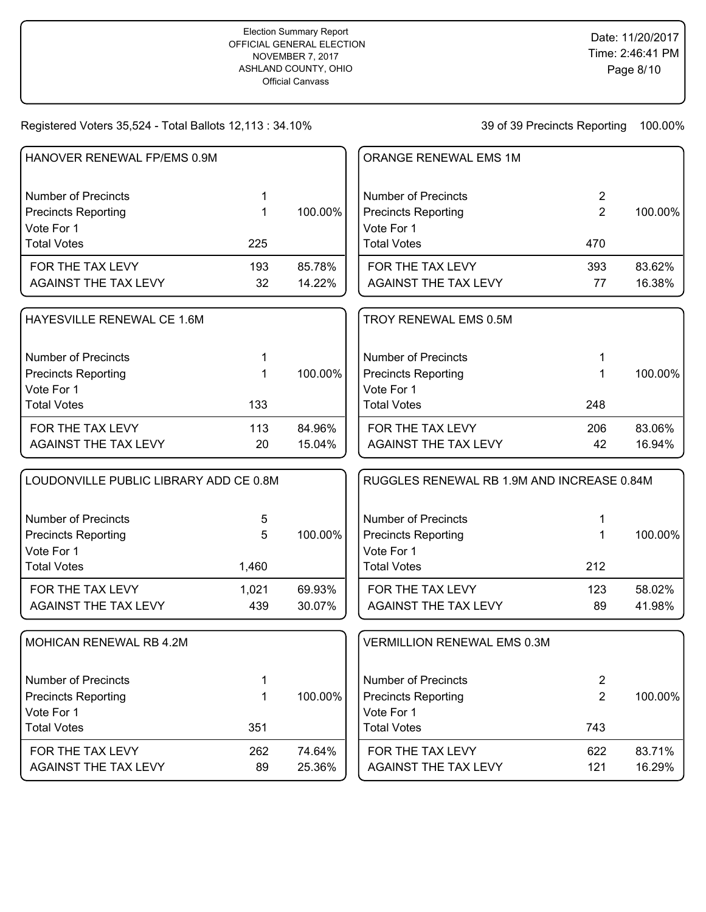Election Summary Report
OFFICIAL GENERAL ELECTION
NOVEMBER 7, 2017
ASHLAND COUNTY, OHIO
Official Canvass

Date: 11/20/2017
Time: 2:46:41 PM

Registered Voters 35,524 - Total Ballots 12,113 : 34.10%

39 of 39 Precincts Reporting 100.00%

### HANOVER RENEWAL FP/EMS 0.9M

| | | |
|---|---|---|
| Number of Precincts | 1 | |
| Precincts Reporting | 1 | 100.00% |
| Vote For 1 | | |
| Total Votes | 225 | |
| FOR THE TAX LEVY | 193 | 85.78% |
| AGAINST THE TAX LEVY | 32 | 14.22% |

### HAYESVILLE RENEWAL CE 1.6M

| | | |
|---|---|---|
| Number of Precincts | 1 | |
| Precincts Reporting | 1 | 100.00% |
| Vote For 1 | | |
| Total Votes | 133 | |
| FOR THE TAX LEVY | 113 | 84.96% |
| AGAINST THE TAX LEVY | 20 | 15.04% |

### LOUDONVILLE PUBLIC LIBRARY ADD CE 0.8M

| | | |
|---|---|---|
| Number of Precincts | 5 | |
| Precincts Reporting | 5 | 100.00% |
| Vote For 1 | | |
| Total Votes | 1,460 | |
| FOR THE TAX LEVY | 1,021 | 69.93% |
| AGAINST THE TAX LEVY | 439 | 30.07% |

### MOHICAN RENEWAL RB 4.2M

| | | |
|---|---|---|
| Number of Precincts | 1 | |
| Precincts Reporting | 1 | 100.00% |
| Vote For 1 | | |
| Total Votes | 351 | |
| FOR THE TAX LEVY | 262 | 74.64% |
| AGAINST THE TAX LEVY | 89 | 25.36% |

### ORANGE RENEWAL EMS 1M

| | | |
|---|---|---|
| Number of Precincts | 2 | |
| Precincts Reporting | 2 | 100.00% |
| Vote For 1 | | |
| Total Votes | 470 | |
| FOR THE TAX LEVY | 393 | 83.62% |
| AGAINST THE TAX LEVY | 77 | 16.38% |

### TROY RENEWAL EMS 0.5M

| | | |
|---|---|---|
| Number of Precincts | 1 | |
| Precincts Reporting | 1 | 100.00% |
| Vote For 1 | | |
| Total Votes | 248 | |
| FOR THE TAX LEVY | 206 | 83.06% |
| AGAINST THE TAX LEVY | 42 | 16.94% |

### RUGGLES RENEWAL RB 1.9M AND INCREASE 0.84M

| | | |
|---|---|---|
| Number of Precincts | 1 | |
| Precincts Reporting | 1 | 100.00% |
| Vote For 1 | | |
| Total Votes | 212 | |
| FOR THE TAX LEVY | 123 | 58.02% |
| AGAINST THE TAX LEVY | 89 | 41.98% |

### VERMILLION RENEWAL EMS 0.3M

| | | |
|---|---|---|
| Number of Precincts | 2 | |
| Precincts Reporting | 2 | 100.00% |
| Vote For 1 | | |
| Total Votes | 743 | |
| FOR THE TAX LEVY | 622 | 83.71% |
| AGAINST THE TAX LEVY | 121 | 16.29% |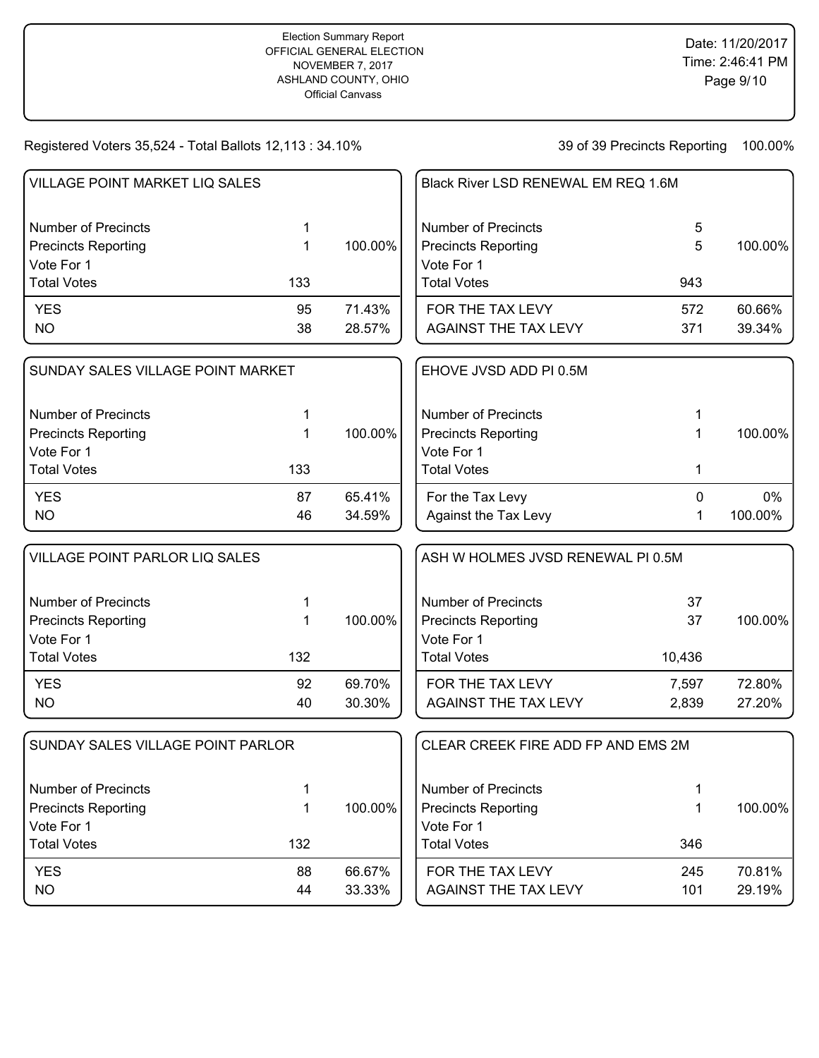Election Summary Report
OFFICIAL GENERAL ELECTION
NOVEMBER 7, 2017
ASHLAND COUNTY, OHIO
Official Canvass

Date: 11/20/2017
Time: 2:46:41 PM

Registered Voters 35,524 - Total Ballots 12,113 : 34.10%

39 of 39 Precincts Reporting 100.00%

### VILLAGE POINT MARKET LIQ SALES

| | | |
|---|---|---|
| Number of Precincts | 1 | |
| Precincts Reporting | 1 | 100.00% |
| Vote For 1 | | |
| Total Votes | 133 | |
| YES | 95 | 71.43% |
| NO | 38 | 28.57% |

### SUNDAY SALES VILLAGE POINT MARKET

| | | |
|---|---|---|
| Number of Precincts | 1 | |
| Precincts Reporting | 1 | 100.00% |
| Vote For 1 | | |
| Total Votes | 133 | |
| YES | 87 | 65.41% |
| NO | 46 | 34.59% |

### VILLAGE POINT PARLOR LIQ SALES

| | | |
|---|---|---|
| Number of Precincts | 1 | |
| Precincts Reporting | 1 | 100.00% |
| Vote For 1 | | |
| Total Votes | 132 | |
| YES | 92 | 69.70% |
| NO | 40 | 30.30% |

### SUNDAY SALES VILLAGE POINT PARLOR

| | | |
|---|---|---|
| Number of Precincts | 1 | |
| Precincts Reporting | 1 | 100.00% |
| Vote For 1 | | |
| Total Votes | 132 | |
| YES | 88 | 66.67% |
| NO | 44 | 33.33% |

### Black River LSD RENEWAL EM REQ 1.6M

| | | |
|---|---|---|
| Number of Precincts | 5 | |
| Precincts Reporting | 5 | 100.00% |
| Vote For 1 | | |
| Total Votes | 943 | |
| FOR THE TAX LEVY | 572 | 60.66% |
| AGAINST THE TAX LEVY | 371 | 39.34% |

### EHOVE JVSD ADD PI 0.5M

| | | |
|---|---|---|
| Number of Precincts | 1 | |
| Precincts Reporting | 1 | 100.00% |
| Vote For 1 | | |
| Total Votes | 1 | |
| For the Tax Levy | 0 | 0% |
| Against the Tax Levy | 1 | 100.00% |

### ASH W HOLMES JVSD RENEWAL PI 0.5M

| | | |
|---|---|---|
| Number of Precincts | 37 | |
| Precincts Reporting | 37 | 100.00% |
| Vote For 1 | | |
| Total Votes | 10,436 | |
| FOR THE TAX LEVY | 7,597 | 72.80% |
| AGAINST THE TAX LEVY | 2,839 | 27.20% |

### CLEAR CREEK FIRE ADD FP AND EMS 2M

| | | |
|---|---|---|
| Number of Precincts | 1 | |
| Precincts Reporting | 1 | 100.00% |
| Vote For 1 | | |
| Total Votes | 346 | |
| FOR THE TAX LEVY | 245 | 70.81% |
| AGAINST THE TAX LEVY | 101 | 29.19% |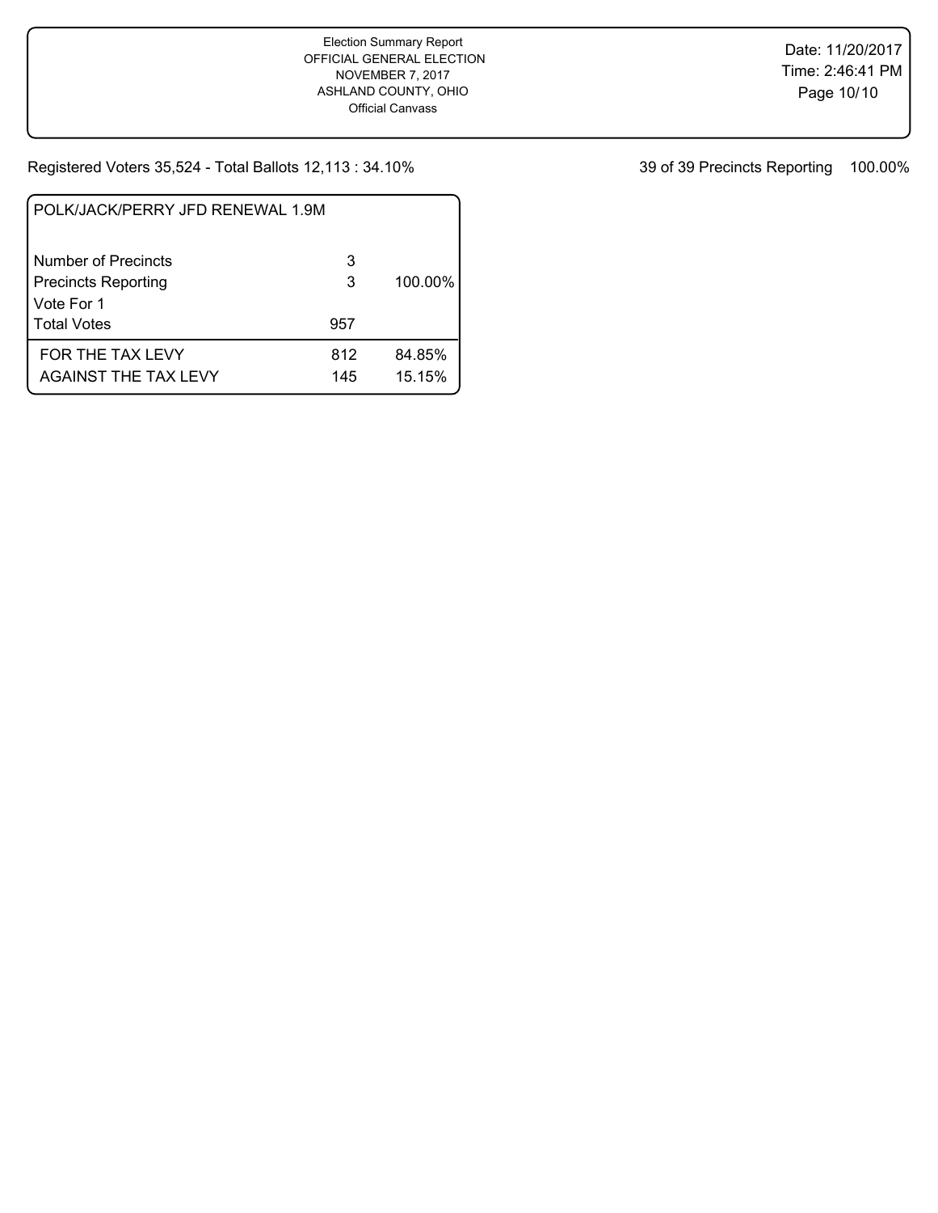Registered Voters 35,524 - Total Ballots 12,113 : 34.10%

39 of 39 Precincts Reporting 100.00%

### POLK/JACK/PERRY JFD RENEWAL 1.9M

| | | |
|---|---|---|
| Number of Precincts | 3 | |
| Precincts Reporting | 3 | 100.00% |
| Vote For 1 | | |
| Total Votes | 957 | |
| FOR THE TAX LEVY | 812 | 84.85% |
| AGAINST THE TAX LEVY | 145 | 15.15% |